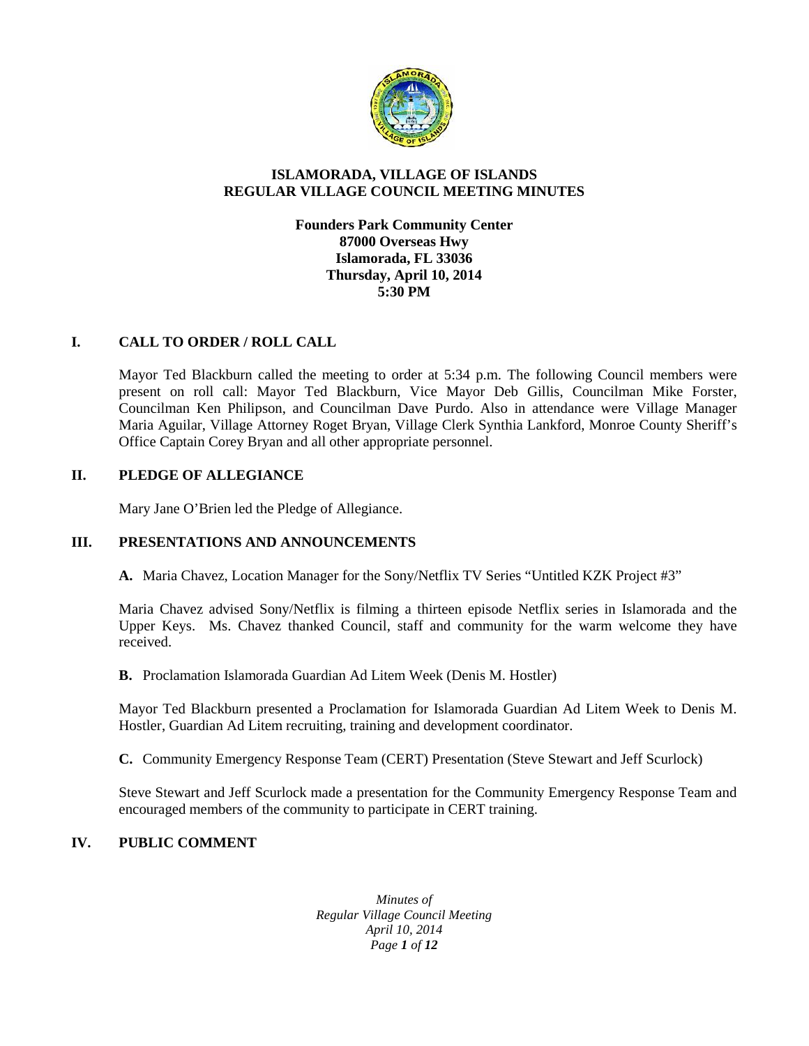# ISLAMORADA, VILLAGE OF ISLANDS
# REGULAR VILLAGE COUNCIL MEETING MINUTES

**Founders Park Community Center**
**87000 Overseas Hwy**
**Islamorada, FL 33036**
**Thursday, April 10, 2014**
**5:30 PM**

## I. CALL TO ORDER / ROLL CALL

Mayor Ted Blackburn called the meeting to order at 5:34 p.m. The following Council members were present on roll call: Mayor Ted Blackburn, Vice Mayor Deb Gillis, Councilman Mike Forster, Councilman Ken Philipson, and Councilman Dave Purdo. Also in attendance were Village Manager Maria Aguilar, Village Attorney Roget Bryan, Village Clerk Synthia Lankford, Monroe County Sheriff's Office Captain Corey Bryan and all other appropriate personnel.

## II. PLEDGE OF ALLEGIANCE

Mary Jane O'Brien led the Pledge of Allegiance.

## III. PRESENTATIONS AND ANNOUNCEMENTS

**A.** Maria Chavez, Location Manager for the Sony/Netflix TV Series "Untitled KZK Project #3"

Maria Chavez advised Sony/Netflix is filming a thirteen episode Netflix series in Islamorada and the Upper Keys. Ms. Chavez thanked Council, staff and community for the warm welcome they have received.

**B.** Proclamation Islamorada Guardian Ad Litem Week (Denis M. Hostler)

Mayor Ted Blackburn presented a Proclamation for Islamorada Guardian Ad Litem Week to Denis M. Hostler, Guardian Ad Litem recruiting, training and development coordinator.

**C.** Community Emergency Response Team (CERT) Presentation (Steve Stewart and Jeff Scurlock)

Steve Stewart and Jeff Scurlock made a presentation for the Community Emergency Response Team and encouraged members of the community to participate in CERT training.

## IV. PUBLIC COMMENT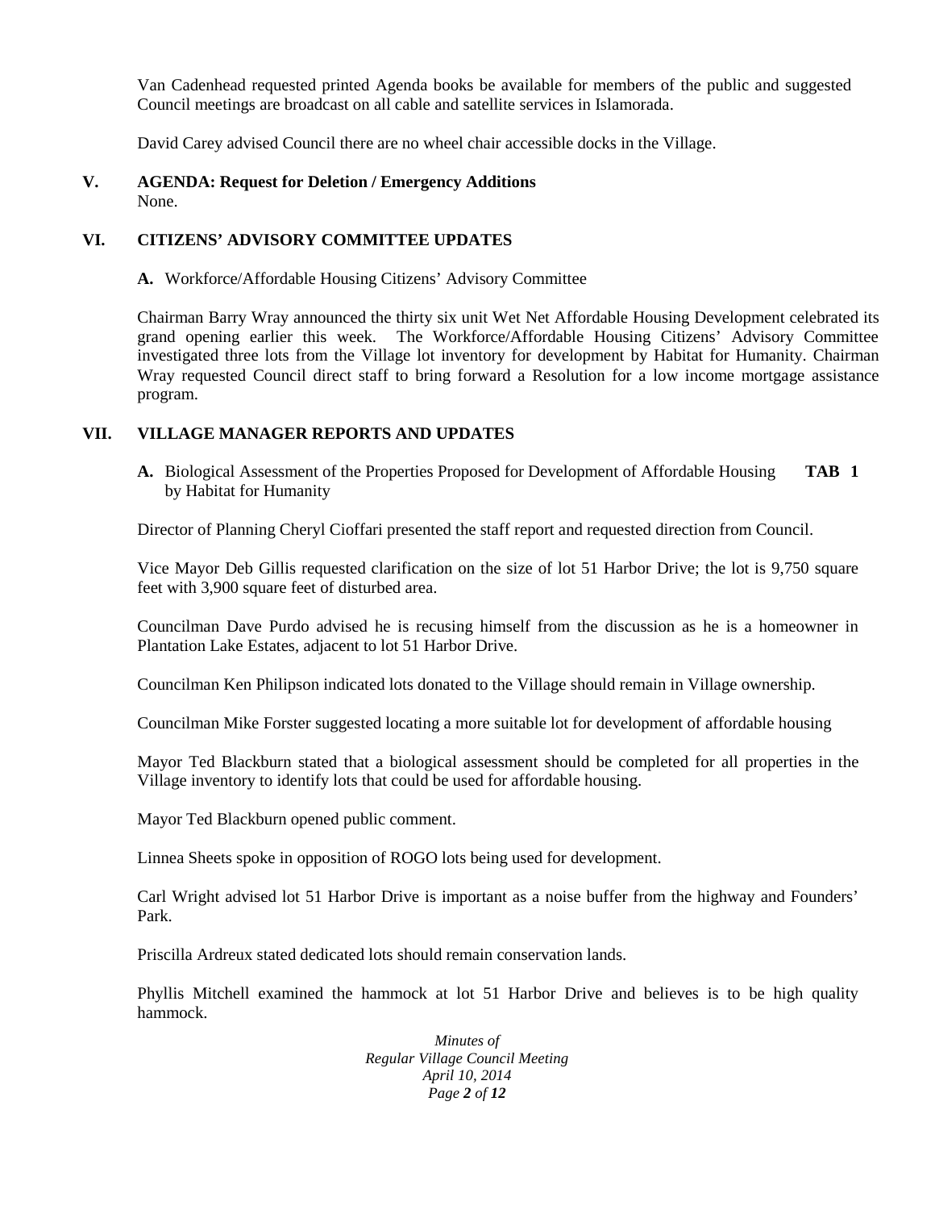Van Cadenhead requested printed Agenda books be available for members of the public and suggested Council meetings are broadcast on all cable and satellite services in Islamorada.

David Carey advised Council there are no wheel chair accessible docks in the Village.

## V. AGENDA: Request for Deletion / Emergency Additions

None.

## VI. CITIZENS' ADVISORY COMMITTEE UPDATES

**A.** Workforce/Affordable Housing Citizens' Advisory Committee

Chairman Barry Wray announced the thirty six unit Wet Net Affordable Housing Development celebrated its grand opening earlier this week. The Workforce/Affordable Housing Citizens' Advisory Committee investigated three lots from the Village lot inventory for development by Habitat for Humanity. Chairman Wray requested Council direct staff to bring forward a Resolution for a low income mortgage assistance program.

## VII. VILLAGE MANAGER REPORTS AND UPDATES

**A.** Biological Assessment of the Properties Proposed for Development of Affordable Housing by Habitat for Humanity **TAB 1**

Director of Planning Cheryl Cioffari presented the staff report and requested direction from Council.

Vice Mayor Deb Gillis requested clarification on the size of lot 51 Harbor Drive; the lot is 9,750 square feet with 3,900 square feet of disturbed area.

Councilman Dave Purdo advised he is recusing himself from the discussion as he is a homeowner in Plantation Lake Estates, adjacent to lot 51 Harbor Drive.

Councilman Ken Philipson indicated lots donated to the Village should remain in Village ownership.

Councilman Mike Forster suggested locating a more suitable lot for development of affordable housing

Mayor Ted Blackburn stated that a biological assessment should be completed for all properties in the Village inventory to identify lots that could be used for affordable housing.

Mayor Ted Blackburn opened public comment.

Linnea Sheets spoke in opposition of ROGO lots being used for development.

Carl Wright advised lot 51 Harbor Drive is important as a noise buffer from the highway and Founders' Park.

Priscilla Ardreux stated dedicated lots should remain conservation lands.

Phyllis Mitchell examined the hammock at lot 51 Harbor Drive and believes is to be high quality hammock.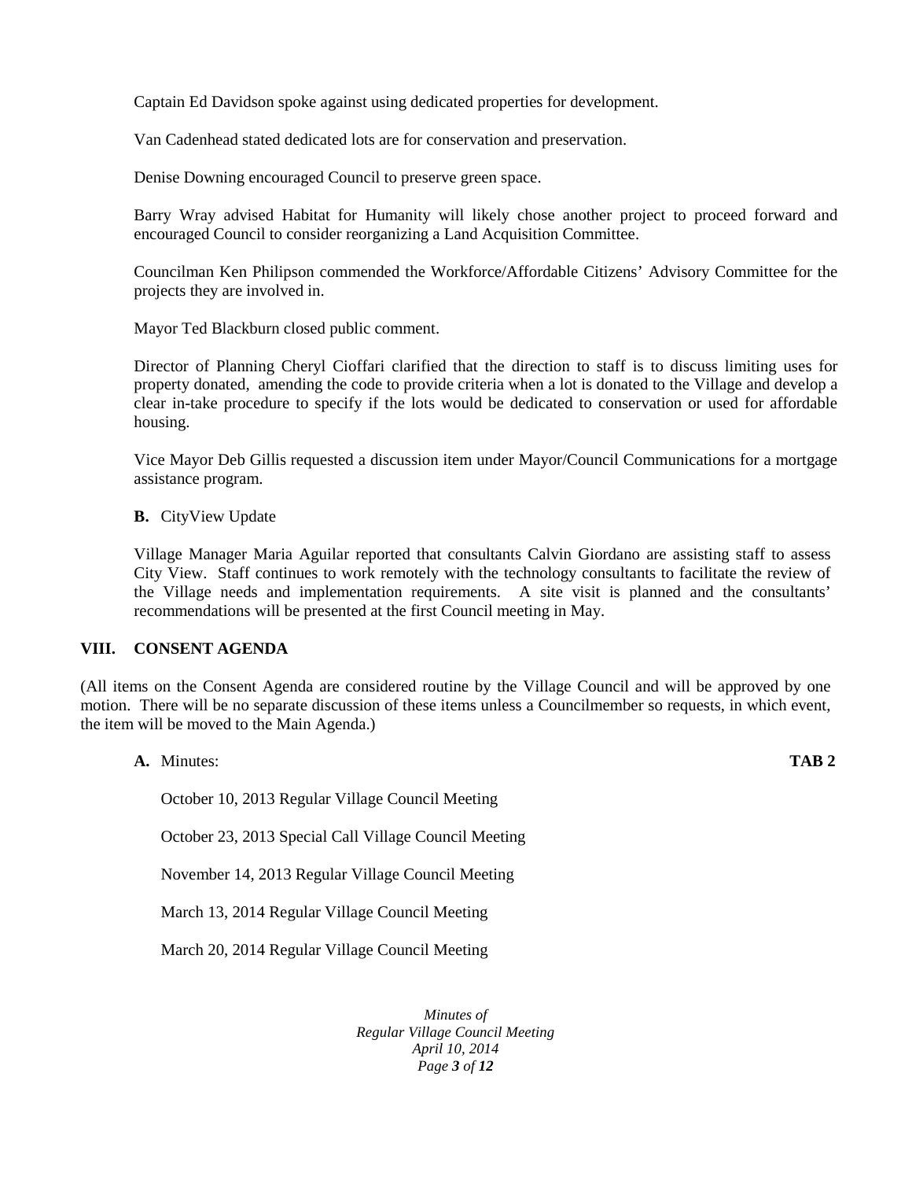Captain Ed Davidson spoke against using dedicated properties for development.

Van Cadenhead stated dedicated lots are for conservation and preservation.

Denise Downing encouraged Council to preserve green space.

Barry Wray advised Habitat for Humanity will likely chose another project to proceed forward and encouraged Council to consider reorganizing a Land Acquisition Committee.

Councilman Ken Philipson commended the Workforce/Affordable Citizens' Advisory Committee for the projects they are involved in.

Mayor Ted Blackburn closed public comment.

Director of Planning Cheryl Cioffari clarified that the direction to staff is to discuss limiting uses for property donated, amending the code to provide criteria when a lot is donated to the Village and develop a clear in-take procedure to specify if the lots would be dedicated to conservation or used for affordable housing.

Vice Mayor Deb Gillis requested a discussion item under Mayor/Council Communications for a mortgage assistance program.

**B.** CityView Update

Village Manager Maria Aguilar reported that consultants Calvin Giordano are assisting staff to assess City View. Staff continues to work remotely with the technology consultants to facilitate the review of the Village needs and implementation requirements. A site visit is planned and the consultants' recommendations will be presented at the first Council meeting in May.

## VIII. CONSENT AGENDA

(All items on the Consent Agenda are considered routine by the Village Council and will be approved by one motion. There will be no separate discussion of these items unless a Councilmember so requests, in which event, the item will be moved to the Main Agenda.)

**A.** Minutes: **TAB 2**

October 10, 2013 Regular Village Council Meeting

October 23, 2013 Special Call Village Council Meeting

November 14, 2013 Regular Village Council Meeting

March 13, 2014 Regular Village Council Meeting

March 20, 2014 Regular Village Council Meeting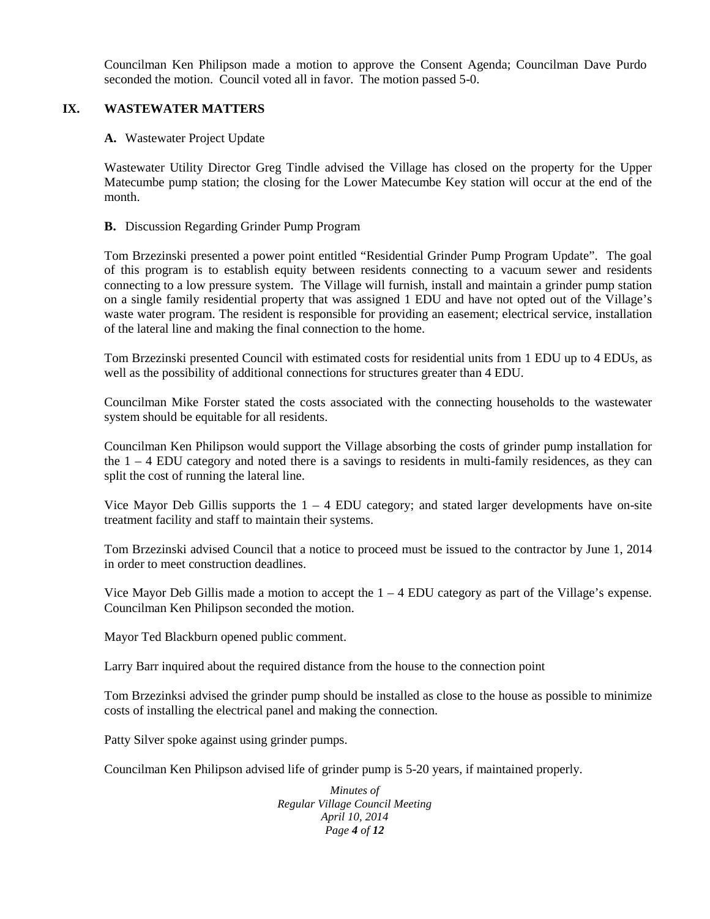Councilman Ken Philipson made a motion to approve the Consent Agenda; Councilman Dave Purdo seconded the motion. Council voted all in favor. The motion passed 5-0.

## IX. WASTEWATER MATTERS

**A.** Wastewater Project Update

Wastewater Utility Director Greg Tindle advised the Village has closed on the property for the Upper Matecumbe pump station; the closing for the Lower Matecumbe Key station will occur at the end of the month.

**B.** Discussion Regarding Grinder Pump Program

Tom Brzezinski presented a power point entitled "Residential Grinder Pump Program Update". The goal of this program is to establish equity between residents connecting to a vacuum sewer and residents connecting to a low pressure system. The Village will furnish, install and maintain a grinder pump station on a single family residential property that was assigned 1 EDU and have not opted out of the Village's waste water program. The resident is responsible for providing an easement; electrical service, installation of the lateral line and making the final connection to the home.

Tom Brzezinski presented Council with estimated costs for residential units from 1 EDU up to 4 EDUs, as well as the possibility of additional connections for structures greater than 4 EDU.

Councilman Mike Forster stated the costs associated with the connecting households to the wastewater system should be equitable for all residents.

Councilman Ken Philipson would support the Village absorbing the costs of grinder pump installation for the 1 – 4 EDU category and noted there is a savings to residents in multi-family residences, as they can split the cost of running the lateral line.

Vice Mayor Deb Gillis supports the 1 – 4 EDU category; and stated larger developments have on-site treatment facility and staff to maintain their systems.

Tom Brzezinski advised Council that a notice to proceed must be issued to the contractor by June 1, 2014 in order to meet construction deadlines.

Vice Mayor Deb Gillis made a motion to accept the 1 – 4 EDU category as part of the Village's expense. Councilman Ken Philipson seconded the motion.

Mayor Ted Blackburn opened public comment.

Larry Barr inquired about the required distance from the house to the connection point

Tom Brzezinksi advised the grinder pump should be installed as close to the house as possible to minimize costs of installing the electrical panel and making the connection.

Patty Silver spoke against using grinder pumps.

Councilman Ken Philipson advised life of grinder pump is 5-20 years, if maintained properly.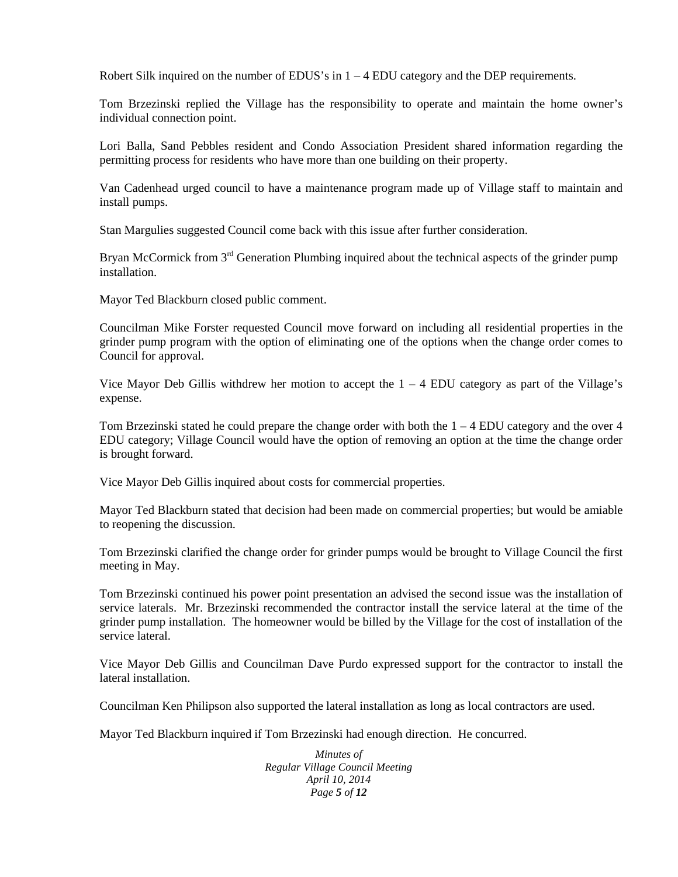Robert Silk inquired on the number of EDUS's in 1 – 4 EDU category and the DEP requirements.

Tom Brzezinski replied the Village has the responsibility to operate and maintain the home owner's individual connection point.

Lori Balla, Sand Pebbles resident and Condo Association President shared information regarding the permitting process for residents who have more than one building on their property.

Van Cadenhead urged council to have a maintenance program made up of Village staff to maintain and install pumps.

Stan Margulies suggested Council come back with this issue after further consideration.

Bryan McCormick from 3rd Generation Plumbing inquired about the technical aspects of the grinder pump installation.

Mayor Ted Blackburn closed public comment.

Councilman Mike Forster requested Council move forward on including all residential properties in the grinder pump program with the option of eliminating one of the options when the change order comes to Council for approval.

Vice Mayor Deb Gillis withdrew her motion to accept the 1 – 4 EDU category as part of the Village's expense.

Tom Brzezinski stated he could prepare the change order with both the 1 – 4 EDU category and the over 4 EDU category; Village Council would have the option of removing an option at the time the change order is brought forward.

Vice Mayor Deb Gillis inquired about costs for commercial properties.

Mayor Ted Blackburn stated that decision had been made on commercial properties; but would be amiable to reopening the discussion.

Tom Brzezinski clarified the change order for grinder pumps would be brought to Village Council the first meeting in May.

Tom Brzezinski continued his power point presentation an advised the second issue was the installation of service laterals. Mr. Brzezinski recommended the contractor install the service lateral at the time of the grinder pump installation. The homeowner would be billed by the Village for the cost of installation of the service lateral.

Vice Mayor Deb Gillis and Councilman Dave Purdo expressed support for the contractor to install the lateral installation.

Councilman Ken Philipson also supported the lateral installation as long as local contractors are used.

Mayor Ted Blackburn inquired if Tom Brzezinski had enough direction. He concurred.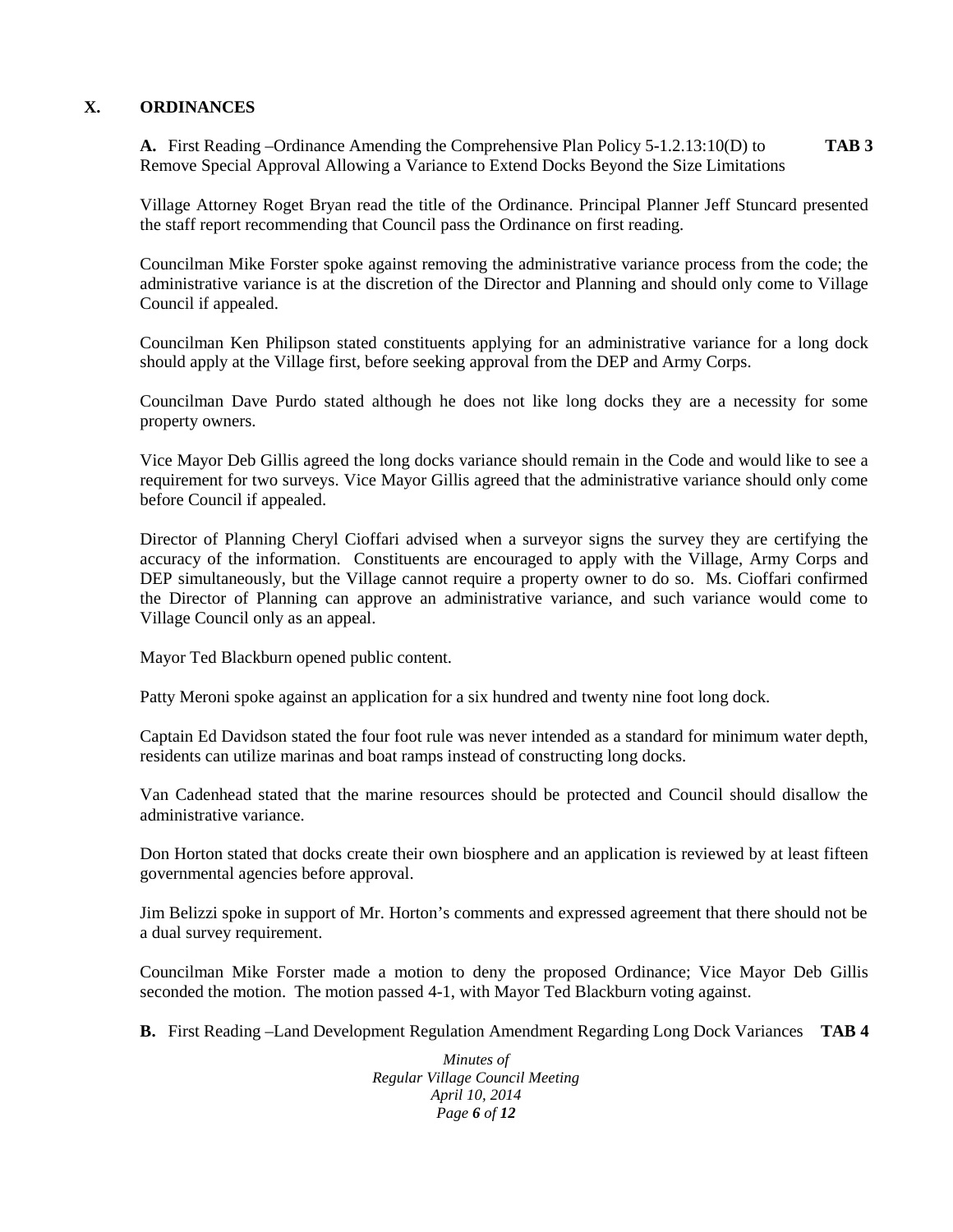## X. ORDINANCES

**A.** First Reading –Ordinance Amending the Comprehensive Plan Policy 5-1.2.13:10(D) to Remove Special Approval Allowing a Variance to Extend Docks Beyond the Size Limitations **TAB 3**

Village Attorney Roget Bryan read the title of the Ordinance. Principal Planner Jeff Stuncard presented the staff report recommending that Council pass the Ordinance on first reading.

Councilman Mike Forster spoke against removing the administrative variance process from the code; the administrative variance is at the discretion of the Director and Planning and should only come to Village Council if appealed.

Councilman Ken Philipson stated constituents applying for an administrative variance for a long dock should apply at the Village first, before seeking approval from the DEP and Army Corps.

Councilman Dave Purdo stated although he does not like long docks they are a necessity for some property owners.

Vice Mayor Deb Gillis agreed the long docks variance should remain in the Code and would like to see a requirement for two surveys. Vice Mayor Gillis agreed that the administrative variance should only come before Council if appealed.

Director of Planning Cheryl Cioffari advised when a surveyor signs the survey they are certifying the accuracy of the information. Constituents are encouraged to apply with the Village, Army Corps and DEP simultaneously, but the Village cannot require a property owner to do so. Ms. Cioffari confirmed the Director of Planning can approve an administrative variance, and such variance would come to Village Council only as an appeal.

Mayor Ted Blackburn opened public content.

Patty Meroni spoke against an application for a six hundred and twenty nine foot long dock.

Captain Ed Davidson stated the four foot rule was never intended as a standard for minimum water depth, residents can utilize marinas and boat ramps instead of constructing long docks.

Van Cadenhead stated that the marine resources should be protected and Council should disallow the administrative variance.

Don Horton stated that docks create their own biosphere and an application is reviewed by at least fifteen governmental agencies before approval.

Jim Belizzi spoke in support of Mr. Horton's comments and expressed agreement that there should not be a dual survey requirement.

Councilman Mike Forster made a motion to deny the proposed Ordinance; Vice Mayor Deb Gillis seconded the motion. The motion passed 4-1, with Mayor Ted Blackburn voting against.

**B.** First Reading –Land Development Regulation Amendment Regarding Long Dock Variances **TAB 4**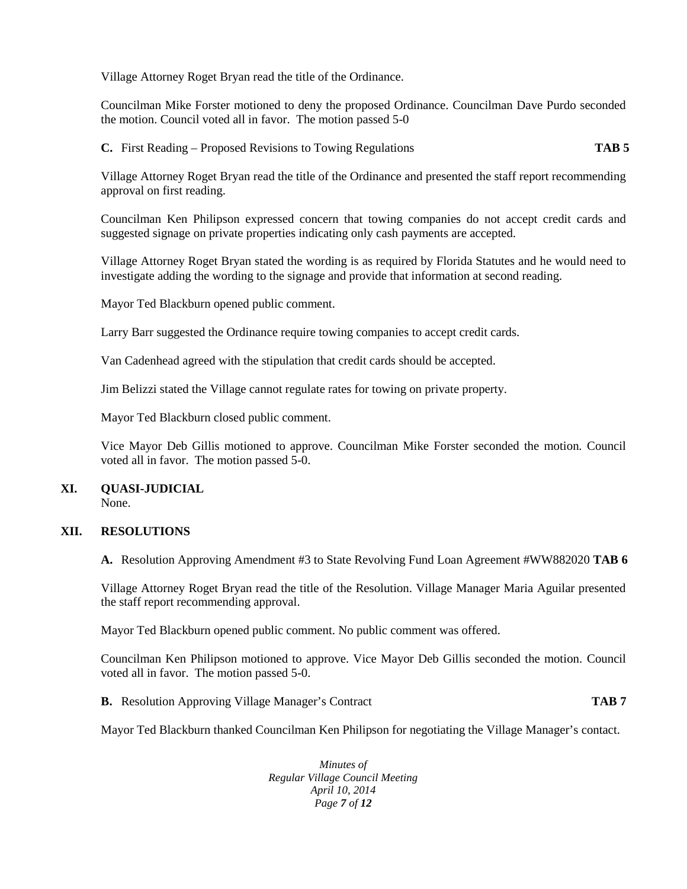Village Attorney Roget Bryan read the title of the Ordinance.

Councilman Mike Forster motioned to deny the proposed Ordinance. Councilman Dave Purdo seconded the motion. Council voted all in favor. The motion passed 5-0

**C.** First Reading – Proposed Revisions to Towing Regulations **TAB 5**

Village Attorney Roget Bryan read the title of the Ordinance and presented the staff report recommending approval on first reading.

Councilman Ken Philipson expressed concern that towing companies do not accept credit cards and suggested signage on private properties indicating only cash payments are accepted.

Village Attorney Roget Bryan stated the wording is as required by Florida Statutes and he would need to investigate adding the wording to the signage and provide that information at second reading.

Mayor Ted Blackburn opened public comment.

Larry Barr suggested the Ordinance require towing companies to accept credit cards.

Van Cadenhead agreed with the stipulation that credit cards should be accepted.

Jim Belizzi stated the Village cannot regulate rates for towing on private property.

Mayor Ted Blackburn closed public comment.

Vice Mayor Deb Gillis motioned to approve. Councilman Mike Forster seconded the motion. Council voted all in favor. The motion passed 5-0.

## XI. QUASI-JUDICIAL

None.

## XII. RESOLUTIONS

**A.** Resolution Approving Amendment #3 to State Revolving Fund Loan Agreement #WW882020 **TAB 6**

Village Attorney Roget Bryan read the title of the Resolution. Village Manager Maria Aguilar presented the staff report recommending approval.

Mayor Ted Blackburn opened public comment. No public comment was offered.

Councilman Ken Philipson motioned to approve. Vice Mayor Deb Gillis seconded the motion. Council voted all in favor. The motion passed 5-0.

**B.** Resolution Approving Village Manager's Contract **TAB 7**

Mayor Ted Blackburn thanked Councilman Ken Philipson for negotiating the Village Manager's contact.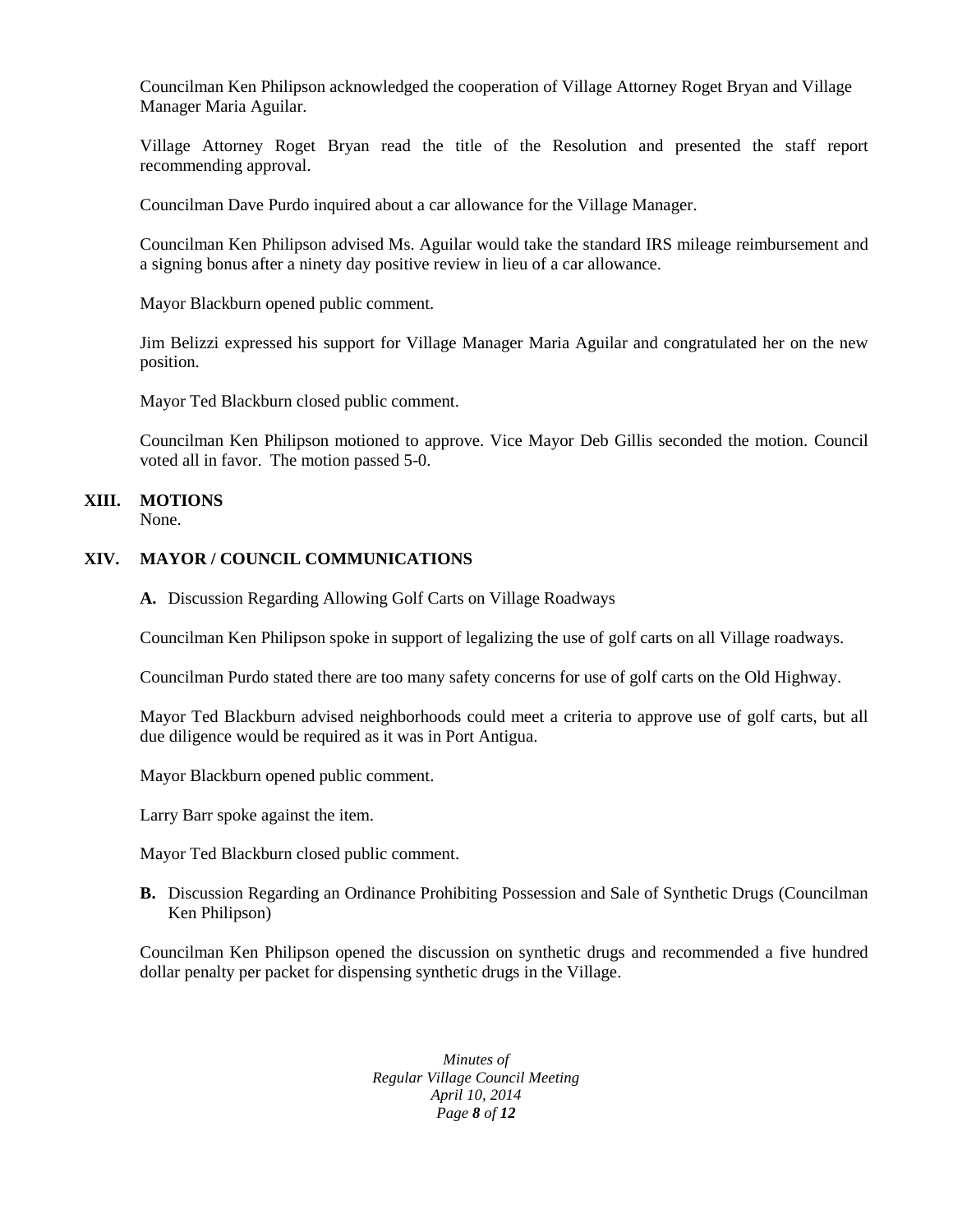Councilman Ken Philipson acknowledged the cooperation of Village Attorney Roget Bryan and Village Manager Maria Aguilar.

Village Attorney Roget Bryan read the title of the Resolution and presented the staff report recommending approval.

Councilman Dave Purdo inquired about a car allowance for the Village Manager.

Councilman Ken Philipson advised Ms. Aguilar would take the standard IRS mileage reimbursement and a signing bonus after a ninety day positive review in lieu of a car allowance.

Mayor Blackburn opened public comment.

Jim Belizzi expressed his support for Village Manager Maria Aguilar and congratulated her on the new position.

Mayor Ted Blackburn closed public comment.

Councilman Ken Philipson motioned to approve. Vice Mayor Deb Gillis seconded the motion. Council voted all in favor. The motion passed 5-0.

## XIII. MOTIONS

None.

## XIV. MAYOR / COUNCIL COMMUNICATIONS

**A.** Discussion Regarding Allowing Golf Carts on Village Roadways

Councilman Ken Philipson spoke in support of legalizing the use of golf carts on all Village roadways.

Councilman Purdo stated there are too many safety concerns for use of golf carts on the Old Highway.

Mayor Ted Blackburn advised neighborhoods could meet a criteria to approve use of golf carts, but all due diligence would be required as it was in Port Antigua.

Mayor Blackburn opened public comment.

Larry Barr spoke against the item.

Mayor Ted Blackburn closed public comment.

**B.** Discussion Regarding an Ordinance Prohibiting Possession and Sale of Synthetic Drugs (Councilman Ken Philipson)

Councilman Ken Philipson opened the discussion on synthetic drugs and recommended a five hundred dollar penalty per packet for dispensing synthetic drugs in the Village.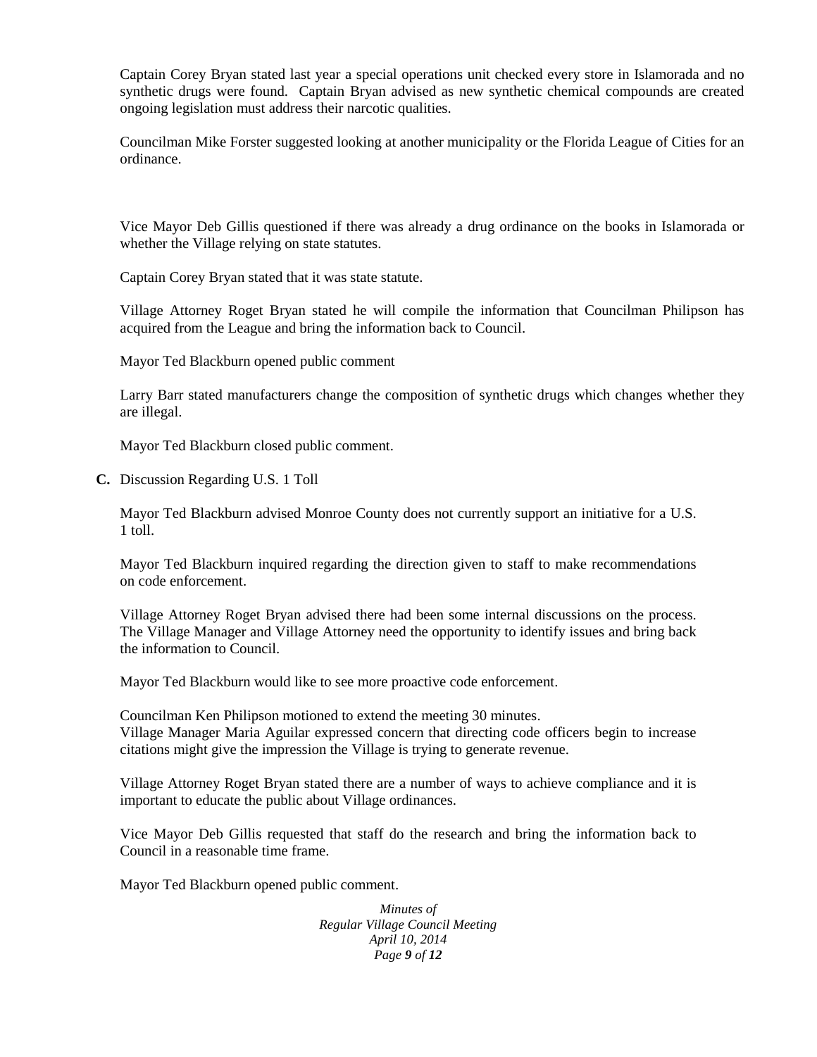Captain Corey Bryan stated last year a special operations unit checked every store in Islamorada and no synthetic drugs were found. Captain Bryan advised as new synthetic chemical compounds are created ongoing legislation must address their narcotic qualities.

Councilman Mike Forster suggested looking at another municipality or the Florida League of Cities for an ordinance.

Vice Mayor Deb Gillis questioned if there was already a drug ordinance on the books in Islamorada or whether the Village relying on state statutes.

Captain Corey Bryan stated that it was state statute.

Village Attorney Roget Bryan stated he will compile the information that Councilman Philipson has acquired from the League and bring the information back to Council.

Mayor Ted Blackburn opened public comment

Larry Barr stated manufacturers change the composition of synthetic drugs which changes whether they are illegal.

Mayor Ted Blackburn closed public comment.

**C.** Discussion Regarding U.S. 1 Toll

Mayor Ted Blackburn advised Monroe County does not currently support an initiative for a U.S. 1 toll.

Mayor Ted Blackburn inquired regarding the direction given to staff to make recommendations on code enforcement.

Village Attorney Roget Bryan advised there had been some internal discussions on the process. The Village Manager and Village Attorney need the opportunity to identify issues and bring back the information to Council.

Mayor Ted Blackburn would like to see more proactive code enforcement.

Councilman Ken Philipson motioned to extend the meeting 30 minutes.
Village Manager Maria Aguilar expressed concern that directing code officers begin to increase citations might give the impression the Village is trying to generate revenue.

Village Attorney Roget Bryan stated there are a number of ways to achieve compliance and it is important to educate the public about Village ordinances.

Vice Mayor Deb Gillis requested that staff do the research and bring the information back to Council in a reasonable time frame.

Mayor Ted Blackburn opened public comment.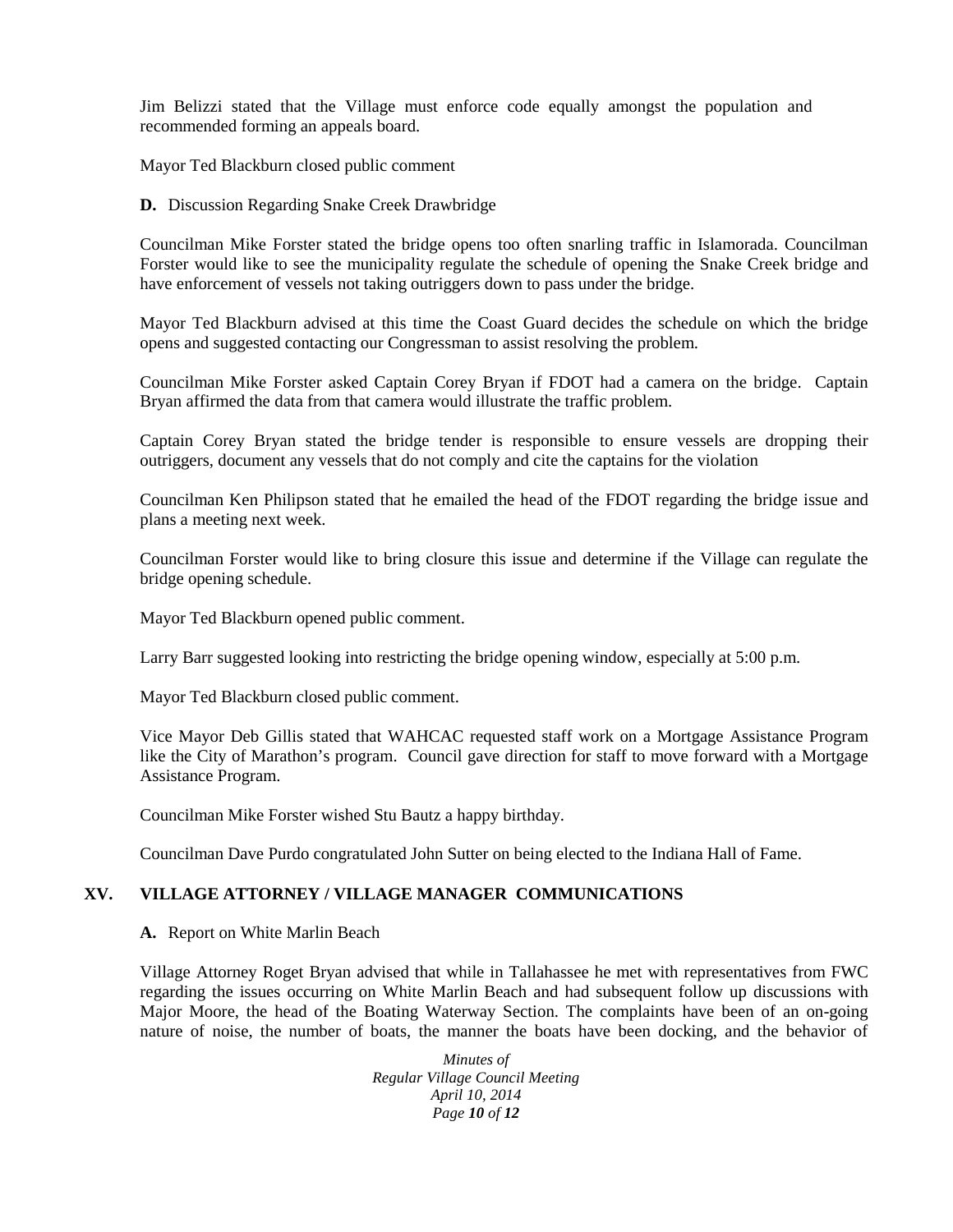Jim Belizzi stated that the Village must enforce code equally amongst the population and recommended forming an appeals board.

Mayor Ted Blackburn closed public comment

**D.** Discussion Regarding Snake Creek Drawbridge

Councilman Mike Forster stated the bridge opens too often snarling traffic in Islamorada. Councilman Forster would like to see the municipality regulate the schedule of opening the Snake Creek bridge and have enforcement of vessels not taking outriggers down to pass under the bridge.

Mayor Ted Blackburn advised at this time the Coast Guard decides the schedule on which the bridge opens and suggested contacting our Congressman to assist resolving the problem.

Councilman Mike Forster asked Captain Corey Bryan if FDOT had a camera on the bridge. Captain Bryan affirmed the data from that camera would illustrate the traffic problem.

Captain Corey Bryan stated the bridge tender is responsible to ensure vessels are dropping their outriggers, document any vessels that do not comply and cite the captains for the violation

Councilman Ken Philipson stated that he emailed the head of the FDOT regarding the bridge issue and plans a meeting next week.

Councilman Forster would like to bring closure this issue and determine if the Village can regulate the bridge opening schedule.

Mayor Ted Blackburn opened public comment.

Larry Barr suggested looking into restricting the bridge opening window, especially at 5:00 p.m.

Mayor Ted Blackburn closed public comment.

Vice Mayor Deb Gillis stated that WAHCAC requested staff work on a Mortgage Assistance Program like the City of Marathon's program. Council gave direction for staff to move forward with a Mortgage Assistance Program.

Councilman Mike Forster wished Stu Bautz a happy birthday.

Councilman Dave Purdo congratulated John Sutter on being elected to the Indiana Hall of Fame.

## XV. VILLAGE ATTORNEY / VILLAGE MANAGER COMMUNICATIONS

**A.** Report on White Marlin Beach

Village Attorney Roget Bryan advised that while in Tallahassee he met with representatives from FWC regarding the issues occurring on White Marlin Beach and had subsequent follow up discussions with Major Moore, the head of the Boating Waterway Section. The complaints have been of an on-going nature of noise, the number of boats, the manner the boats have been docking, and the behavior of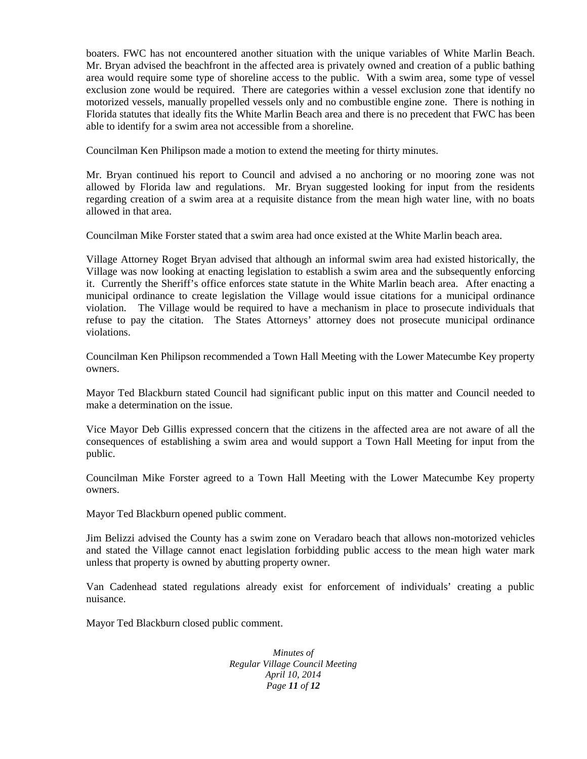boaters. FWC has not encountered another situation with the unique variables of White Marlin Beach. Mr. Bryan advised the beachfront in the affected area is privately owned and creation of a public bathing area would require some type of shoreline access to the public. With a swim area, some type of vessel exclusion zone would be required. There are categories within a vessel exclusion zone that identify no motorized vessels, manually propelled vessels only and no combustible engine zone. There is nothing in Florida statutes that ideally fits the White Marlin Beach area and there is no precedent that FWC has been able to identify for a swim area not accessible from a shoreline.

Councilman Ken Philipson made a motion to extend the meeting for thirty minutes.

Mr. Bryan continued his report to Council and advised a no anchoring or no mooring zone was not allowed by Florida law and regulations. Mr. Bryan suggested looking for input from the residents regarding creation of a swim area at a requisite distance from the mean high water line, with no boats allowed in that area.

Councilman Mike Forster stated that a swim area had once existed at the White Marlin beach area.

Village Attorney Roget Bryan advised that although an informal swim area had existed historically, the Village was now looking at enacting legislation to establish a swim area and the subsequently enforcing it. Currently the Sheriff's office enforces state statute in the White Marlin beach area. After enacting a municipal ordinance to create legislation the Village would issue citations for a municipal ordinance violation. The Village would be required to have a mechanism in place to prosecute individuals that refuse to pay the citation. The States Attorneys' attorney does not prosecute municipal ordinance violations.

Councilman Ken Philipson recommended a Town Hall Meeting with the Lower Matecumbe Key property owners.

Mayor Ted Blackburn stated Council had significant public input on this matter and Council needed to make a determination on the issue.

Vice Mayor Deb Gillis expressed concern that the citizens in the affected area are not aware of all the consequences of establishing a swim area and would support a Town Hall Meeting for input from the public.

Councilman Mike Forster agreed to a Town Hall Meeting with the Lower Matecumbe Key property owners.

Mayor Ted Blackburn opened public comment.

Jim Belizzi advised the County has a swim zone on Veradaro beach that allows non-motorized vehicles and stated the Village cannot enact legislation forbidding public access to the mean high water mark unless that property is owned by abutting property owner.

Van Cadenhead stated regulations already exist for enforcement of individuals' creating a public nuisance.

Mayor Ted Blackburn closed public comment.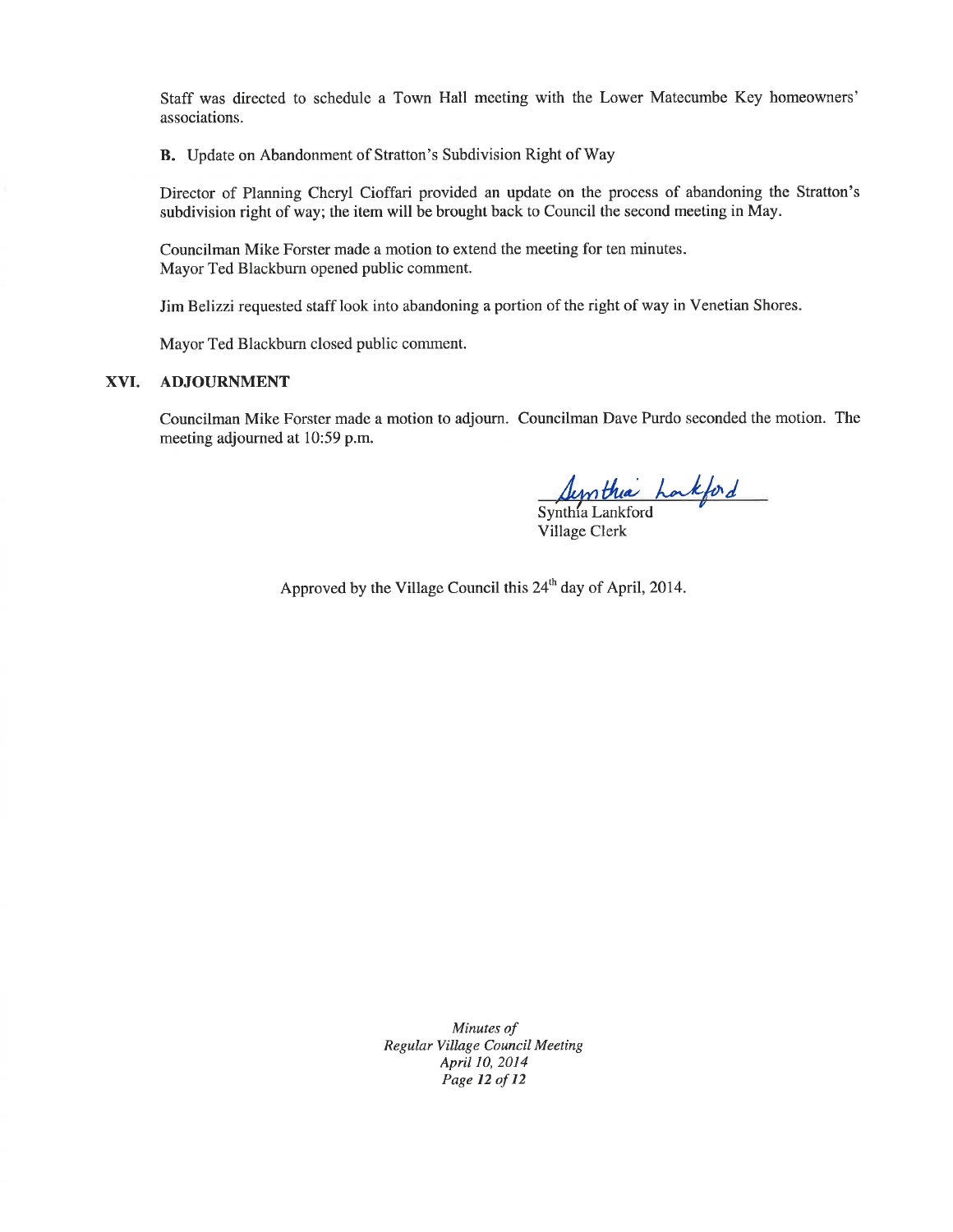Staff was directed to schedule a Town Hall meeting with the Lower Matecumbe Key homeowners' associations.

**B.** Update on Abandonment of Stratton's Subdivision Right of Way

Director of Planning Cheryl Cioffari provided an update on the process of abandoning the Stratton's subdivision right of way; the item will be brought back to Council the second meeting in May.

Councilman Mike Forster made a motion to extend the meeting for ten minutes.
Mayor Ted Blackburn opened public comment.

Jim Belizzi requested staff look into abandoning a portion of the right of way in Venetian Shores.

Mayor Ted Blackburn closed public comment.

## XVI. ADJOURNMENT

Councilman Mike Forster made a motion to adjourn. Councilman Dave Purdo seconded the motion. The meeting adjourned at 10:59 p.m.

Synthia Lankford
Synthia Lankford
Village Clerk

Approved by the Village Council this 24th day of April, 2014.

*Minutes of*
*Regular Village Council Meeting*
*April 10, 2014*